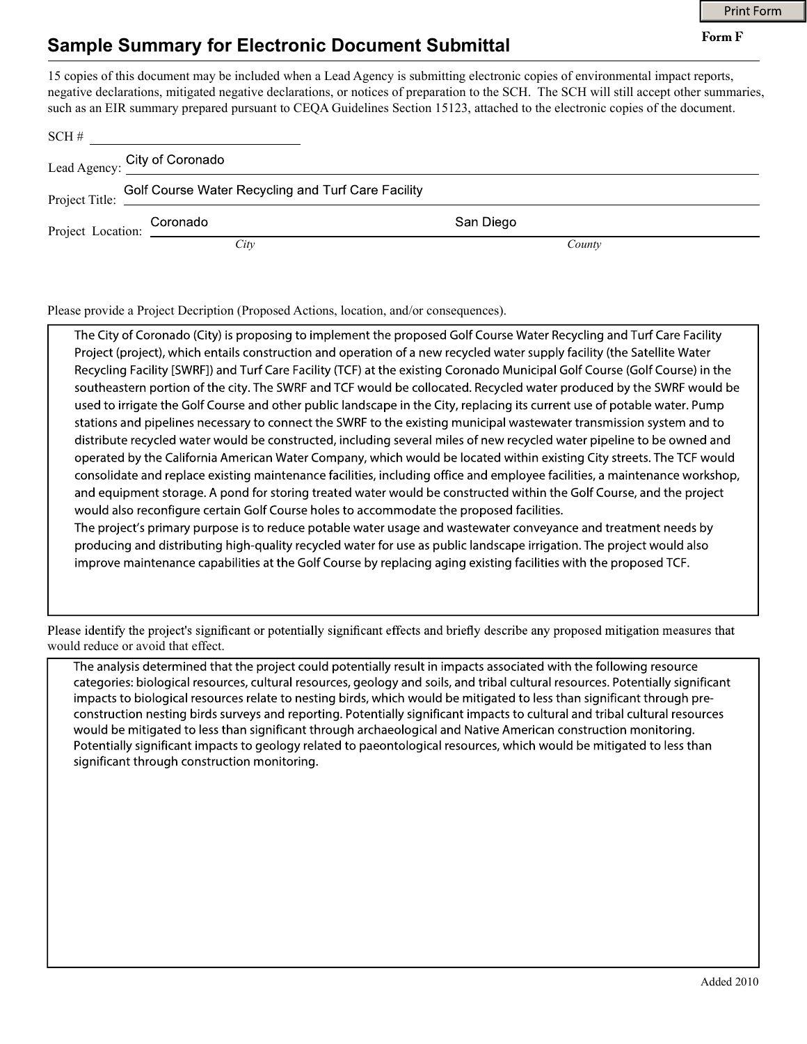Form F

# Sample Summary for Electronic Document Submittal

15 copies of this document may be included when a Lead Agency is submitting electronic copies of environmental impact reports, negative declarations, mitigated negative declarations, or notices of preparation to the SCH. The SCH will still accept other summaries, such as an EIR summary prepared pursuant to CEQA Guidelines Section 15123, attached to the electronic copies of the document.

SCH # 

Lead Agency: City of Coronado

Project Title: Golf Course Water Recycling and Turf Care Facility

Project Location: Coronado (*City*) San Diego (*County*)

Please provide a Project Decription (Proposed Actions, location, and/or consequences).

The City of Coronado (City) is proposing to implement the proposed Golf Course Water Recycling and Turf Care Facility Project (project), which entails construction and operation of a new recycled water supply facility (the Satellite Water Recycling Facility [SWRF]) and Turf Care Facility (TCF) at the existing Coronado Municipal Golf Course (Golf Course) in the southeastern portion of the city. The SWRF and TCF would be collocated. Recycled water produced by the SWRF would be used to irrigate the Golf Course and other public landscape in the City, replacing its current use of potable water. Pump stations and pipelines necessary to connect the SWRF to the existing municipal wastewater transmission system and to distribute recycled water would be constructed, including several miles of new recycled water pipeline to be owned and operated by the California American Water Company, which would be located within existing City streets. The TCF would consolidate and replace existing maintenance facilities, including office and employee facilities, a maintenance workshop, and equipment storage. A pond for storing treated water would be constructed within the Golf Course, and the project would also reconfigure certain Golf Course holes to accommodate the proposed facilities.

The project's primary purpose is to reduce potable water usage and wastewater conveyance and treatment needs by producing and distributing high-quality recycled water for use as public landscape irrigation. The project would also improve maintenance capabilities at the Golf Course by replacing aging existing facilities with the proposed TCF.

Please identify the project's significant or potentially significant effects and briefly describe any proposed mitigation measures that would reduce or avoid that effect.

The analysis determined that the project could potentially result in impacts associated with the following resource categories: biological resources, cultural resources, geology and soils, and tribal cultural resources. Potentially significant impacts to biological resources relate to nesting birds, which would be mitigated to less than significant through pre-construction nesting birds surveys and reporting. Potentially significant impacts to cultural and tribal cultural resources would be mitigated to less than significant through archaeological and Native American construction monitoring. Potentially significant impacts to geology related to paeontological resources, which would be mitigated to less than significant through construction monitoring.

Added 2010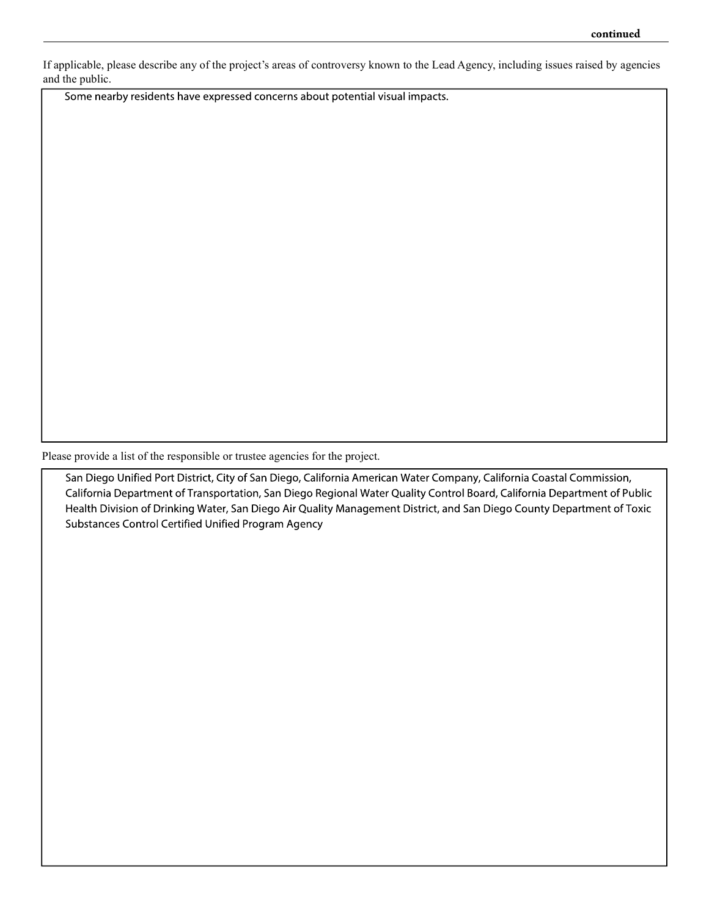If applicable, please describe any of the project's areas of controversy known to the Lead Agency, including issues raised by agencies and the public.

Some nearby residents have expressed concerns about potential visual impacts.

Please provide a list of the responsible or trustee agencies for the project.

San Diego Unified Port District, City of San Diego, California American Water Company, California Coastal Commission, California Department of Transportation, San Diego Regional Water Quality Control Board, California Department of Public Health Division of Drinking Water, San Diego Air Quality Management District, and San Diego County Department of Toxic Substances Control Certified Unified Program Agency